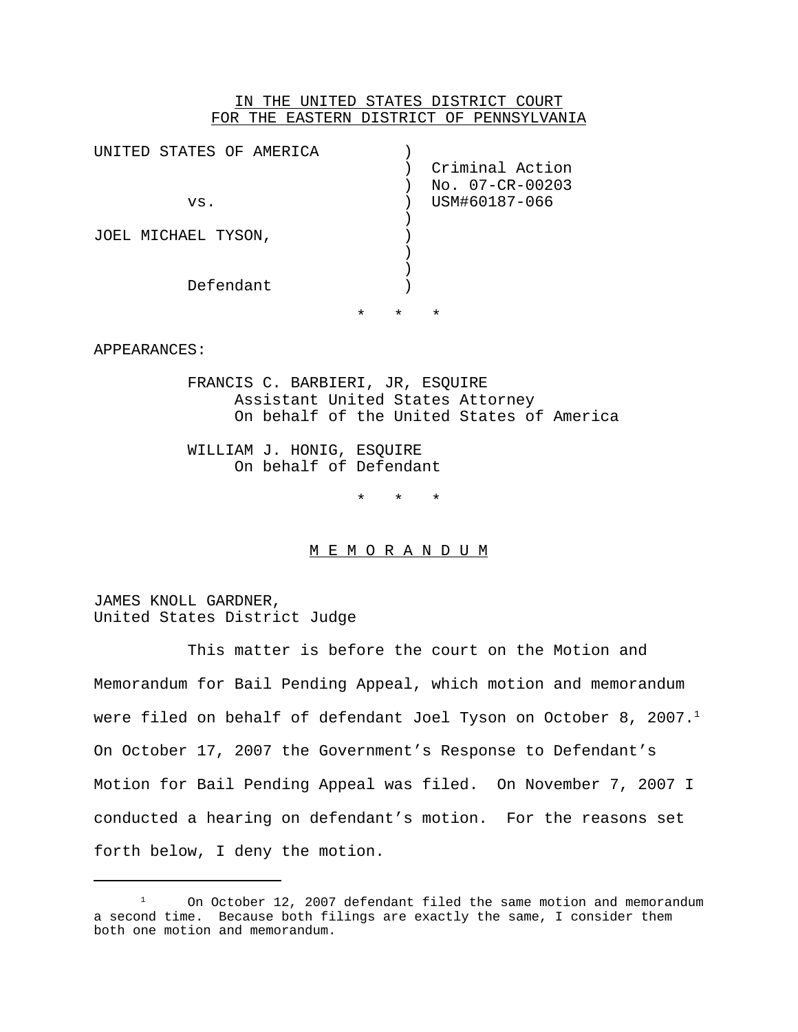IN THE UNITED STATES DISTRICT COURT
FOR THE EASTERN DISTRICT OF PENNSYLVANIA

| | | |
|---|---|---|
| UNITED STATES OF AMERICA | ) | |
| | ) | Criminal Action |
| | ) | No. 07-CR-00203 |
| vs. | ) | USM#60187-066 |
| | ) | |
| JOEL MICHAEL TYSON, | ) | |
| | ) | |
| | ) | |
| Defendant | ) | |

\* \* \*

APPEARANCES:

FRANCIS C. BARBIERI, JR, ESQUIRE
Assistant United States Attorney
On behalf of the United States of America

WILLIAM J. HONIG, ESQUIRE
On behalf of Defendant

\* \* \*

## M E M O R A N D U M

JAMES KNOLL GARDNER,
United States District Judge

This matter is before the court on the Motion and Memorandum for Bail Pending Appeal, which motion and memorandum were filed on behalf of defendant Joel Tyson on October 8, 2007.[1] On October 17, 2007 the Government's Response to Defendant's Motion for Bail Pending Appeal was filed. On November 7, 2007 I conducted a hearing on defendant's motion. For the reasons set forth below, I deny the motion.

---

[1] On October 12, 2007 defendant filed the same motion and memorandum a second time. Because both filings are exactly the same, I consider them both one motion and memorandum.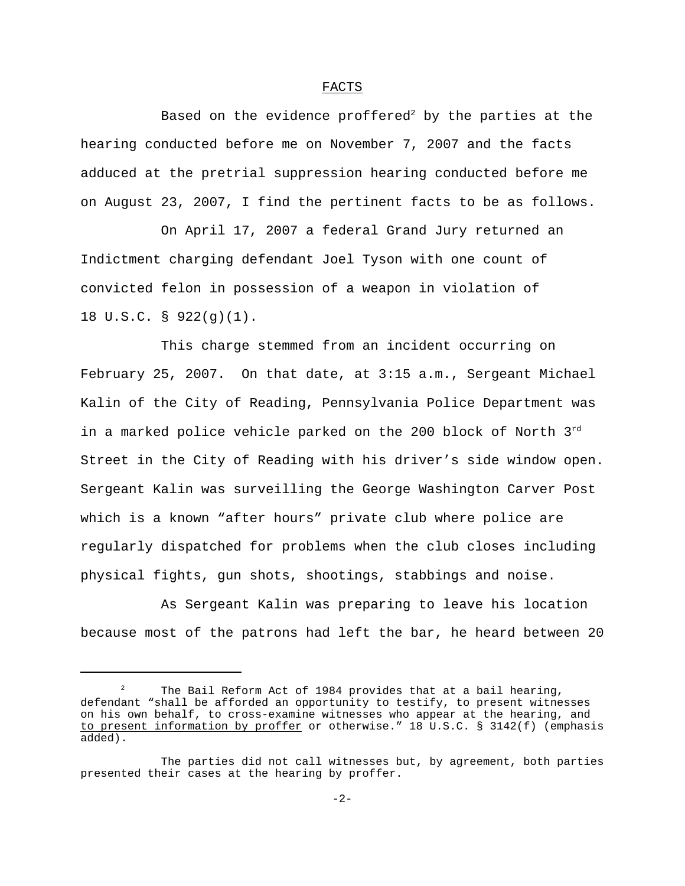## FACTS

Based on the evidence proffered[2] by the parties at the hearing conducted before me on November 7, 2007 and the facts adduced at the pretrial suppression hearing conducted before me on August 23, 2007, I find the pertinent facts to be as follows.

On April 17, 2007 a federal Grand Jury returned an Indictment charging defendant Joel Tyson with one count of convicted felon in possession of a weapon in violation of 18 U.S.C. § 922(g)(1).

This charge stemmed from an incident occurring on February 25, 2007. On that date, at 3:15 a.m., Sergeant Michael Kalin of the City of Reading, Pennsylvania Police Department was in a marked police vehicle parked on the 200 block of North 3rd Street in the City of Reading with his driver's side window open. Sergeant Kalin was surveilling the George Washington Carver Post which is a known "after hours" private club where police are regularly dispatched for problems when the club closes including physical fights, gun shots, shootings, stabbings and noise.

As Sergeant Kalin was preparing to leave his location because most of the patrons had left the bar, he heard between 20

---

[2] The Bail Reform Act of 1984 provides that at a bail hearing, defendant "shall be afforded an opportunity to testify, to present witnesses on his own behalf, to cross-examine witnesses who appear at the hearing, and <u>to present information by proffer</u> or otherwise." 18 U.S.C. § 3142(f) (emphasis added).

The parties did not call witnesses but, by agreement, both parties presented their cases at the hearing by proffer.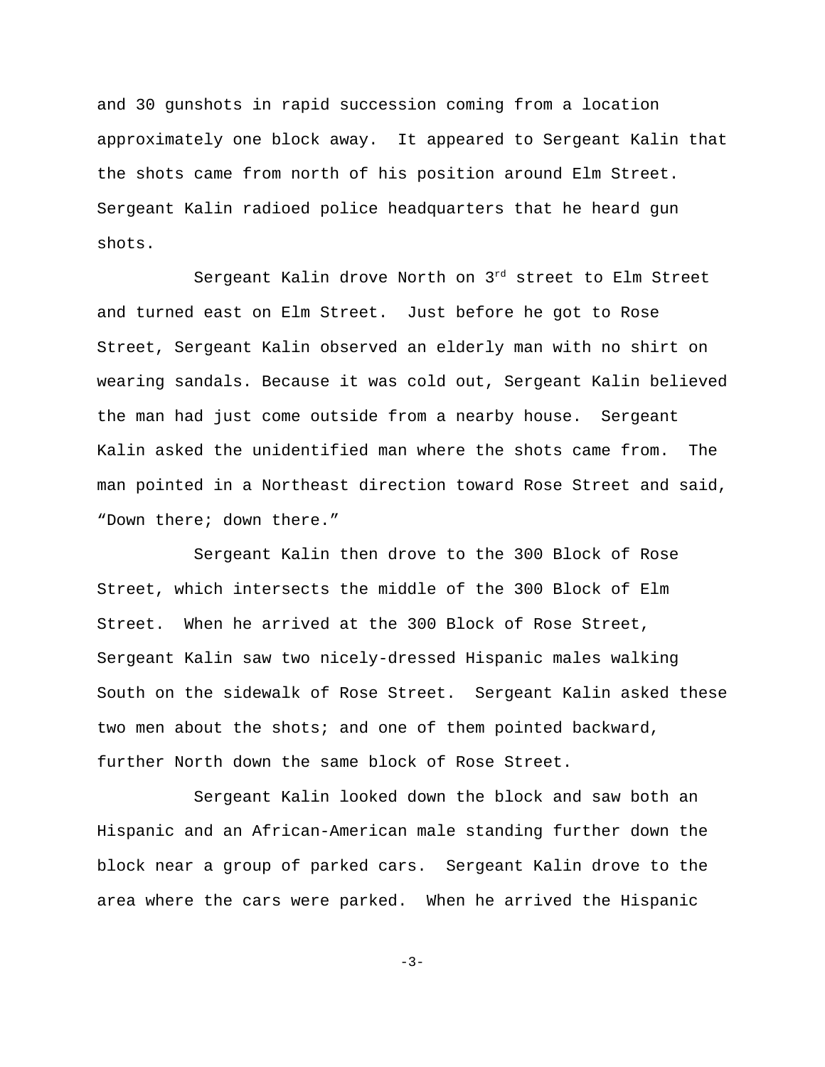and 30 gunshots in rapid succession coming from a location approximately one block away. It appeared to Sergeant Kalin that the shots came from north of his position around Elm Street. Sergeant Kalin radioed police headquarters that he heard gun shots.

Sergeant Kalin drove North on 3rd street to Elm Street and turned east on Elm Street. Just before he got to Rose Street, Sergeant Kalin observed an elderly man with no shirt on wearing sandals. Because it was cold out, Sergeant Kalin believed the man had just come outside from a nearby house. Sergeant Kalin asked the unidentified man where the shots came from. The man pointed in a Northeast direction toward Rose Street and said, "Down there; down there."

Sergeant Kalin then drove to the 300 Block of Rose Street, which intersects the middle of the 300 Block of Elm Street. When he arrived at the 300 Block of Rose Street, Sergeant Kalin saw two nicely-dressed Hispanic males walking South on the sidewalk of Rose Street. Sergeant Kalin asked these two men about the shots; and one of them pointed backward, further North down the same block of Rose Street.

Sergeant Kalin looked down the block and saw both an Hispanic and an African-American male standing further down the block near a group of parked cars. Sergeant Kalin drove to the area where the cars were parked. When he arrived the Hispanic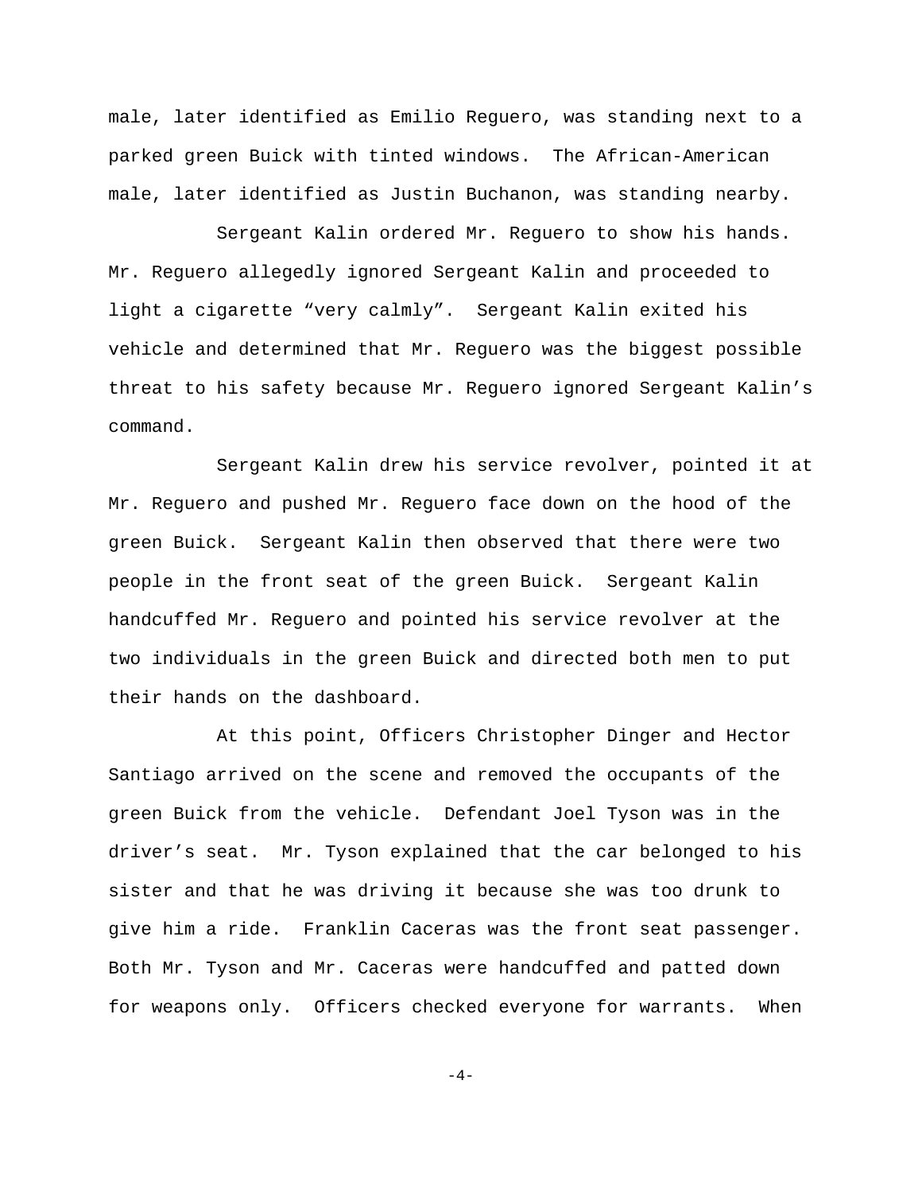male, later identified as Emilio Reguero, was standing next to a parked green Buick with tinted windows. The African-American male, later identified as Justin Buchanon, was standing nearby.

Sergeant Kalin ordered Mr. Reguero to show his hands. Mr. Reguero allegedly ignored Sergeant Kalin and proceeded to light a cigarette "very calmly". Sergeant Kalin exited his vehicle and determined that Mr. Reguero was the biggest possible threat to his safety because Mr. Reguero ignored Sergeant Kalin's command.

Sergeant Kalin drew his service revolver, pointed it at Mr. Reguero and pushed Mr. Reguero face down on the hood of the green Buick. Sergeant Kalin then observed that there were two people in the front seat of the green Buick. Sergeant Kalin handcuffed Mr. Reguero and pointed his service revolver at the two individuals in the green Buick and directed both men to put their hands on the dashboard.

At this point, Officers Christopher Dinger and Hector Santiago arrived on the scene and removed the occupants of the green Buick from the vehicle. Defendant Joel Tyson was in the driver's seat. Mr. Tyson explained that the car belonged to his sister and that he was driving it because she was too drunk to give him a ride. Franklin Caceras was the front seat passenger. Both Mr. Tyson and Mr. Caceras were handcuffed and patted down for weapons only. Officers checked everyone for warrants. When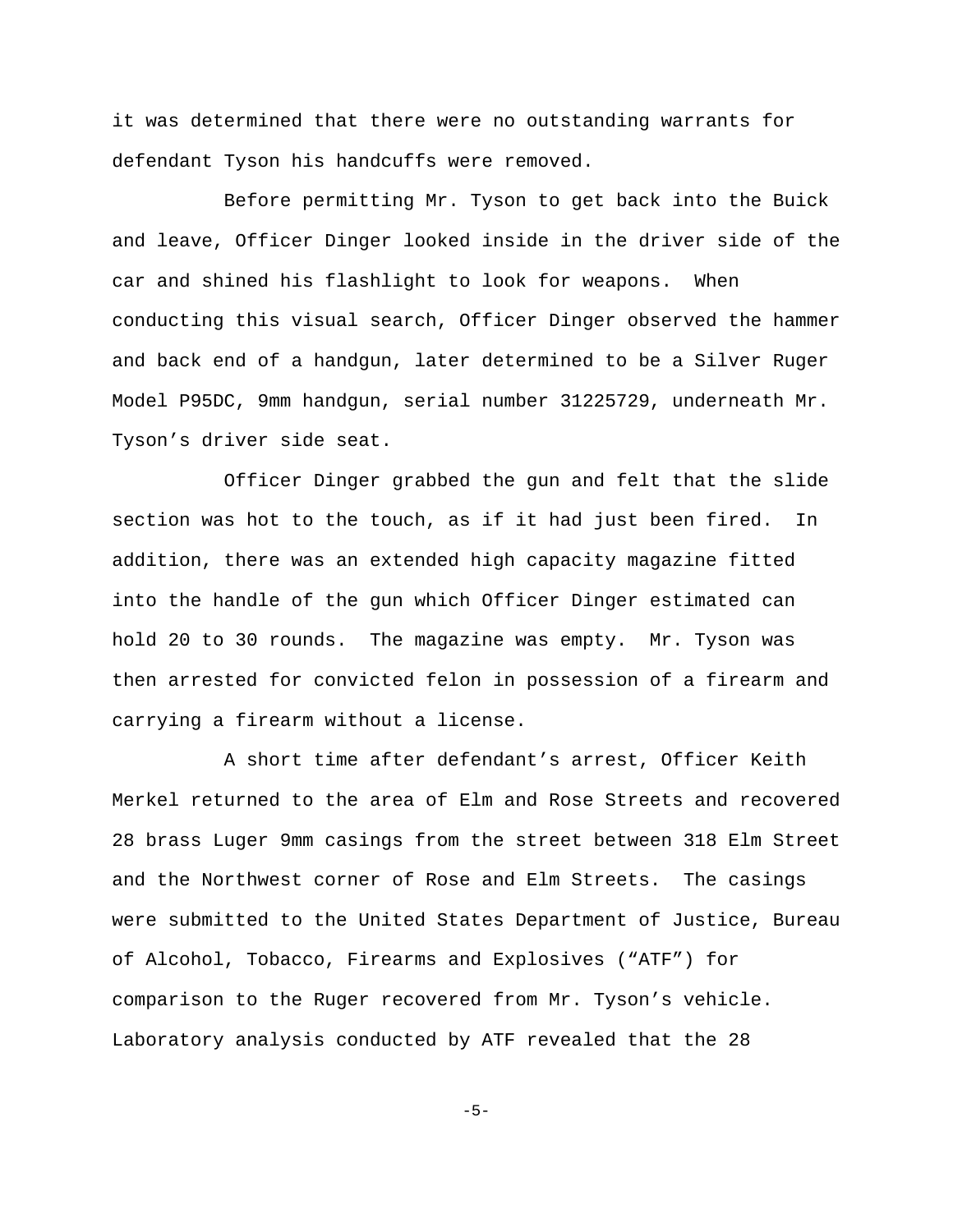it was determined that there were no outstanding warrants for defendant Tyson his handcuffs were removed.

Before permitting Mr. Tyson to get back into the Buick and leave, Officer Dinger looked inside in the driver side of the car and shined his flashlight to look for weapons. When conducting this visual search, Officer Dinger observed the hammer and back end of a handgun, later determined to be a Silver Ruger Model P95DC, 9mm handgun, serial number 31225729, underneath Mr. Tyson's driver side seat.

Officer Dinger grabbed the gun and felt that the slide section was hot to the touch, as if it had just been fired. In addition, there was an extended high capacity magazine fitted into the handle of the gun which Officer Dinger estimated can hold 20 to 30 rounds. The magazine was empty. Mr. Tyson was then arrested for convicted felon in possession of a firearm and carrying a firearm without a license.

A short time after defendant's arrest, Officer Keith Merkel returned to the area of Elm and Rose Streets and recovered 28 brass Luger 9mm casings from the street between 318 Elm Street and the Northwest corner of Rose and Elm Streets. The casings were submitted to the United States Department of Justice, Bureau of Alcohol, Tobacco, Firearms and Explosives ("ATF") for comparison to the Ruger recovered from Mr. Tyson's vehicle. Laboratory analysis conducted by ATF revealed that the 28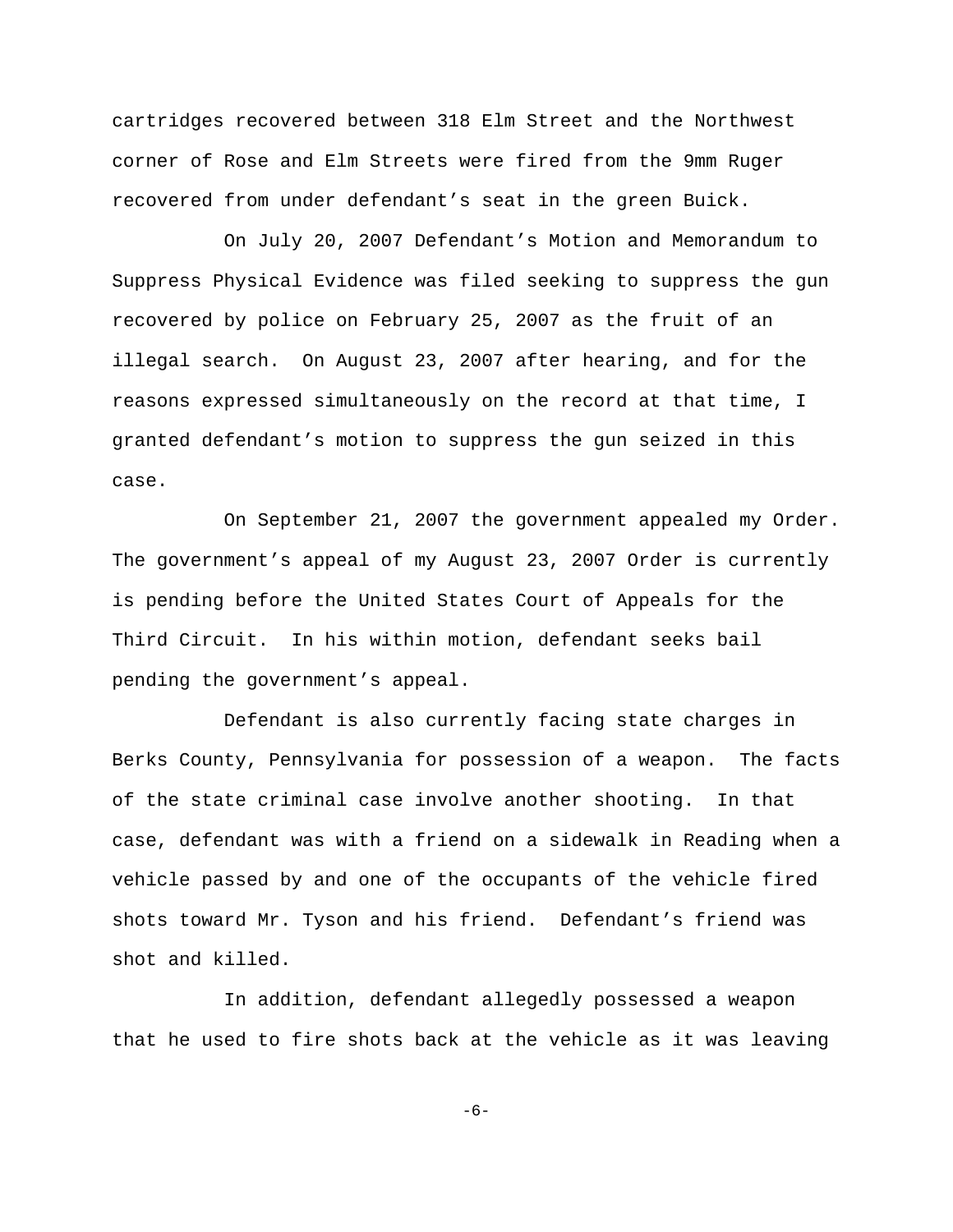cartridges recovered between 318 Elm Street and the Northwest corner of Rose and Elm Streets were fired from the 9mm Ruger recovered from under defendant's seat in the green Buick.

On July 20, 2007 Defendant's Motion and Memorandum to Suppress Physical Evidence was filed seeking to suppress the gun recovered by police on February 25, 2007 as the fruit of an illegal search. On August 23, 2007 after hearing, and for the reasons expressed simultaneously on the record at that time, I granted defendant's motion to suppress the gun seized in this case.

On September 21, 2007 the government appealed my Order. The government's appeal of my August 23, 2007 Order is currently is pending before the United States Court of Appeals for the Third Circuit. In his within motion, defendant seeks bail pending the government's appeal.

Defendant is also currently facing state charges in Berks County, Pennsylvania for possession of a weapon. The facts of the state criminal case involve another shooting. In that case, defendant was with a friend on a sidewalk in Reading when a vehicle passed by and one of the occupants of the vehicle fired shots toward Mr. Tyson and his friend. Defendant's friend was shot and killed.

In addition, defendant allegedly possessed a weapon that he used to fire shots back at the vehicle as it was leaving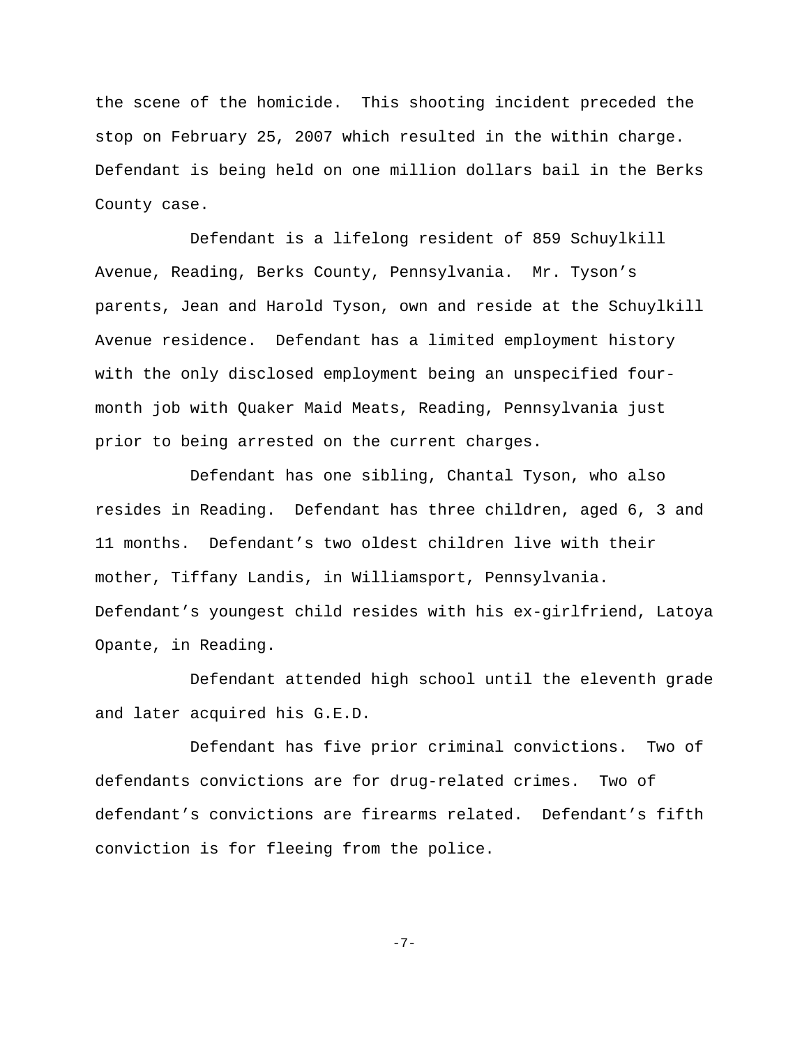the scene of the homicide. This shooting incident preceded the stop on February 25, 2007 which resulted in the within charge. Defendant is being held on one million dollars bail in the Berks County case.

Defendant is a lifelong resident of 859 Schuylkill Avenue, Reading, Berks County, Pennsylvania. Mr. Tyson's parents, Jean and Harold Tyson, own and reside at the Schuylkill Avenue residence. Defendant has a limited employment history with the only disclosed employment being an unspecified four-month job with Quaker Maid Meats, Reading, Pennsylvania just prior to being arrested on the current charges.

Defendant has one sibling, Chantal Tyson, who also resides in Reading. Defendant has three children, aged 6, 3 and 11 months. Defendant's two oldest children live with their mother, Tiffany Landis, in Williamsport, Pennsylvania. Defendant's youngest child resides with his ex-girlfriend, Latoya Opante, in Reading.

Defendant attended high school until the eleventh grade and later acquired his G.E.D.

Defendant has five prior criminal convictions. Two of defendants convictions are for drug-related crimes. Two of defendant's convictions are firearms related. Defendant's fifth conviction is for fleeing from the police.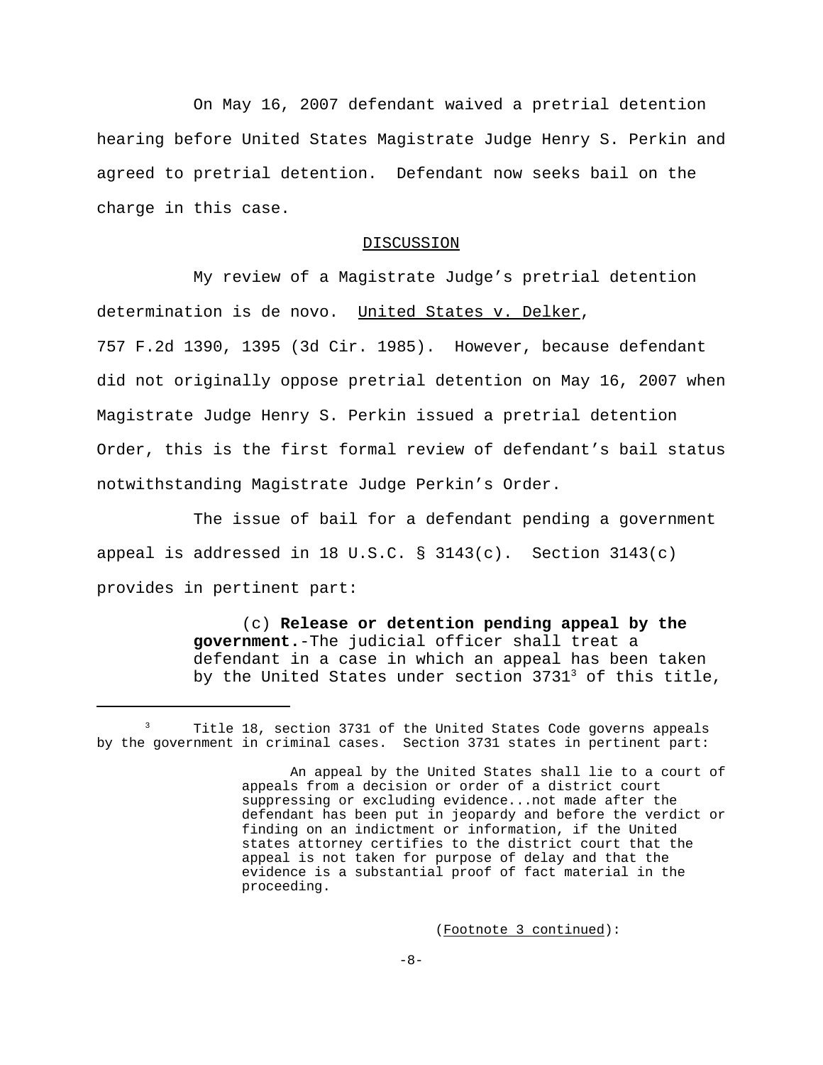On May 16, 2007 defendant waived a pretrial detention hearing before United States Magistrate Judge Henry S. Perkin and agreed to pretrial detention. Defendant now seeks bail on the charge in this case.

## DISCUSSION

My review of a Magistrate Judge's pretrial detention determination is de novo. United States v. Delker, 757 F.2d 1390, 1395 (3d Cir. 1985). However, because defendant did not originally oppose pretrial detention on May 16, 2007 when Magistrate Judge Henry S. Perkin issued a pretrial detention Order, this is the first formal review of defendant's bail status notwithstanding Magistrate Judge Perkin's Order.

The issue of bail for a defendant pending a government appeal is addressed in 18 U.S.C. § 3143(c). Section 3143(c) provides in pertinent part:

> (c) **Release or detention pending appeal by the government.**-The judicial officer shall treat a defendant in a case in which an appeal has been taken by the United States under section 3731[3] of this title,

---

[3] Title 18, section 3731 of the United States Code governs appeals by the government in criminal cases. Section 3731 states in pertinent part:

> An appeal by the United States shall lie to a court of appeals from a decision or order of a district court suppressing or excluding evidence...not made after the defendant has been put in jeopardy and before the verdict or finding on an indictment or information, if the United states attorney certifies to the district court that the appeal is not taken for purpose of delay and that the evidence is a substantial proof of fact material in the proceeding.

(Footnote 3 continued):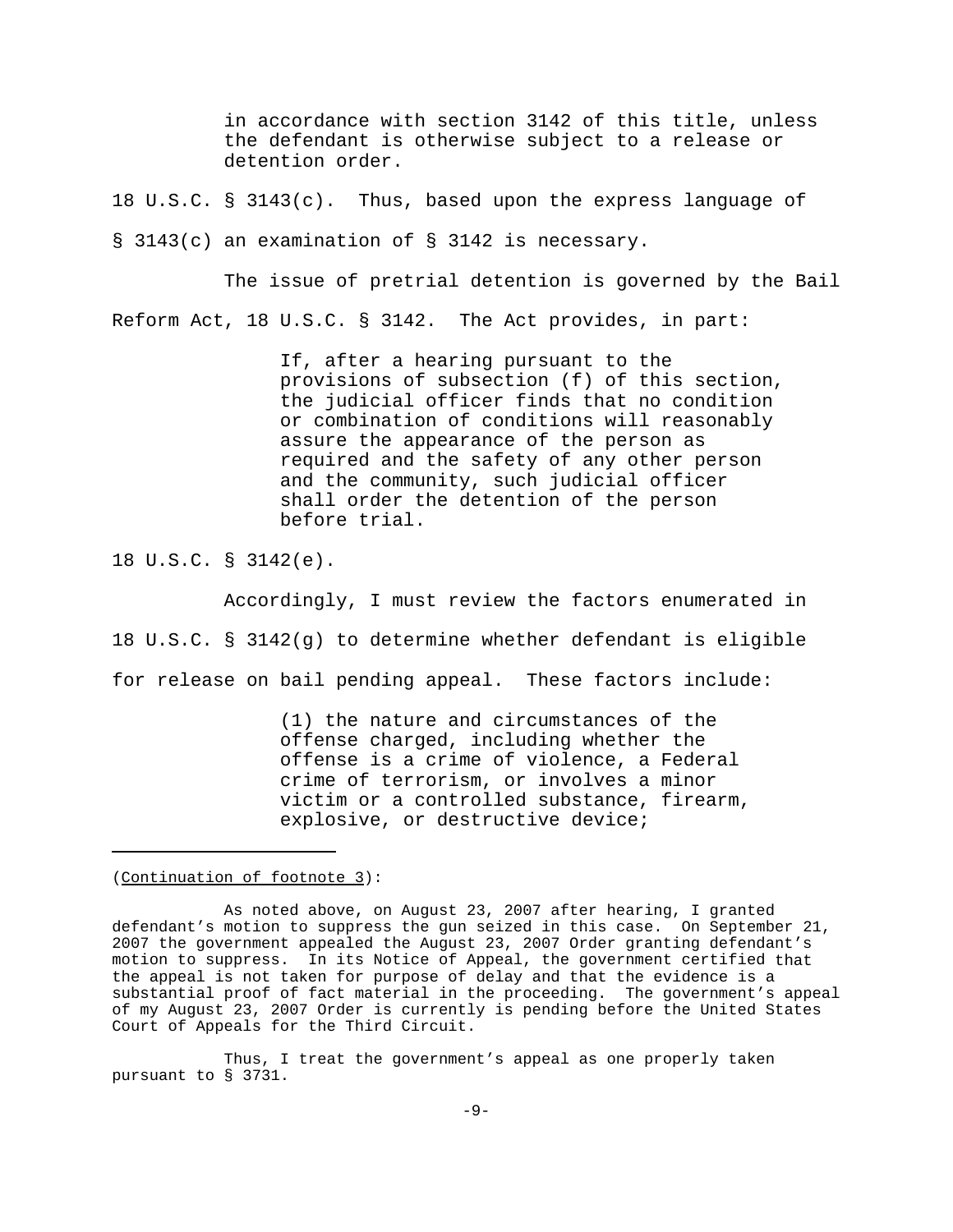> in accordance with section 3142 of this title, unless the defendant is otherwise subject to a release or detention order.

18 U.S.C. § 3143(c). Thus, based upon the express language of § 3143(c) an examination of § 3142 is necessary.

The issue of pretrial detention is governed by the Bail Reform Act, 18 U.S.C. § 3142. The Act provides, in part:

> If, after a hearing pursuant to the provisions of subsection (f) of this section, the judicial officer finds that no condition or combination of conditions will reasonably assure the appearance of the person as required and the safety of any other person and the community, such judicial officer shall order the detention of the person before trial.

18 U.S.C. § 3142(e).

Accordingly, I must review the factors enumerated in 18 U.S.C. § 3142(g) to determine whether defendant is eligible for release on bail pending appeal. These factors include:

> (1) the nature and circumstances of the offense charged, including whether the offense is a crime of violence, a Federal crime of terrorism, or involves a minor victim or a controlled substance, firearm, explosive, or destructive device;

---

(Continuation of footnote 3):

As noted above, on August 23, 2007 after hearing, I granted defendant's motion to suppress the gun seized in this case. On September 21, 2007 the government appealed the August 23, 2007 Order granting defendant's motion to suppress. In its Notice of Appeal, the government certified that the appeal is not taken for purpose of delay and that the evidence is a substantial proof of fact material in the proceeding. The government's appeal of my August 23, 2007 Order is currently is pending before the United States Court of Appeals for the Third Circuit.

Thus, I treat the government's appeal as one properly taken pursuant to § 3731.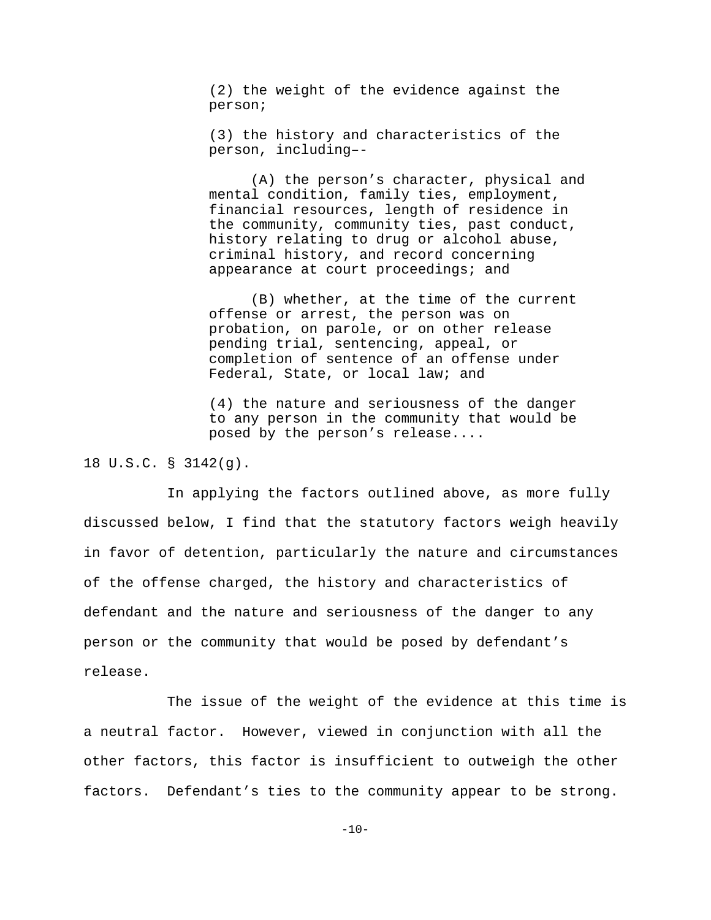> (2) the weight of the evidence against the person;
>
> (3) the history and characteristics of the person, including––
>
> (A) the person's character, physical and mental condition, family ties, employment, financial resources, length of residence in the community, community ties, past conduct, history relating to drug or alcohol abuse, criminal history, and record concerning appearance at court proceedings; and
>
> (B) whether, at the time of the current offense or arrest, the person was on probation, on parole, or on other release pending trial, sentencing, appeal, or completion of sentence of an offense under Federal, State, or local law; and
>
> (4) the nature and seriousness of the danger to any person in the community that would be posed by the person's release....

18 U.S.C. § 3142(g).

In applying the factors outlined above, as more fully discussed below, I find that the statutory factors weigh heavily in favor of detention, particularly the nature and circumstances of the offense charged, the history and characteristics of defendant and the nature and seriousness of the danger to any person or the community that would be posed by defendant's release.

The issue of the weight of the evidence at this time is a neutral factor. However, viewed in conjunction with all the other factors, this factor is insufficient to outweigh the other factors. Defendant's ties to the community appear to be strong.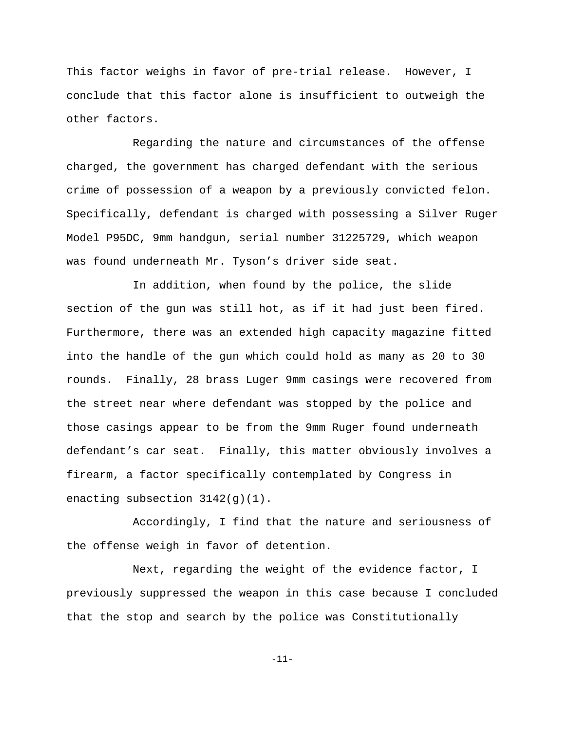This factor weighs in favor of pre-trial release. However, I conclude that this factor alone is insufficient to outweigh the other factors.

Regarding the nature and circumstances of the offense charged, the government has charged defendant with the serious crime of possession of a weapon by a previously convicted felon. Specifically, defendant is charged with possessing a Silver Ruger Model P95DC, 9mm handgun, serial number 31225729, which weapon was found underneath Mr. Tyson's driver side seat.

In addition, when found by the police, the slide section of the gun was still hot, as if it had just been fired. Furthermore, there was an extended high capacity magazine fitted into the handle of the gun which could hold as many as 20 to 30 rounds. Finally, 28 brass Luger 9mm casings were recovered from the street near where defendant was stopped by the police and those casings appear to be from the 9mm Ruger found underneath defendant's car seat. Finally, this matter obviously involves a firearm, a factor specifically contemplated by Congress in enacting subsection 3142(g)(1).

Accordingly, I find that the nature and seriousness of the offense weigh in favor of detention.

Next, regarding the weight of the evidence factor, I previously suppressed the weapon in this case because I concluded that the stop and search by the police was Constitutionally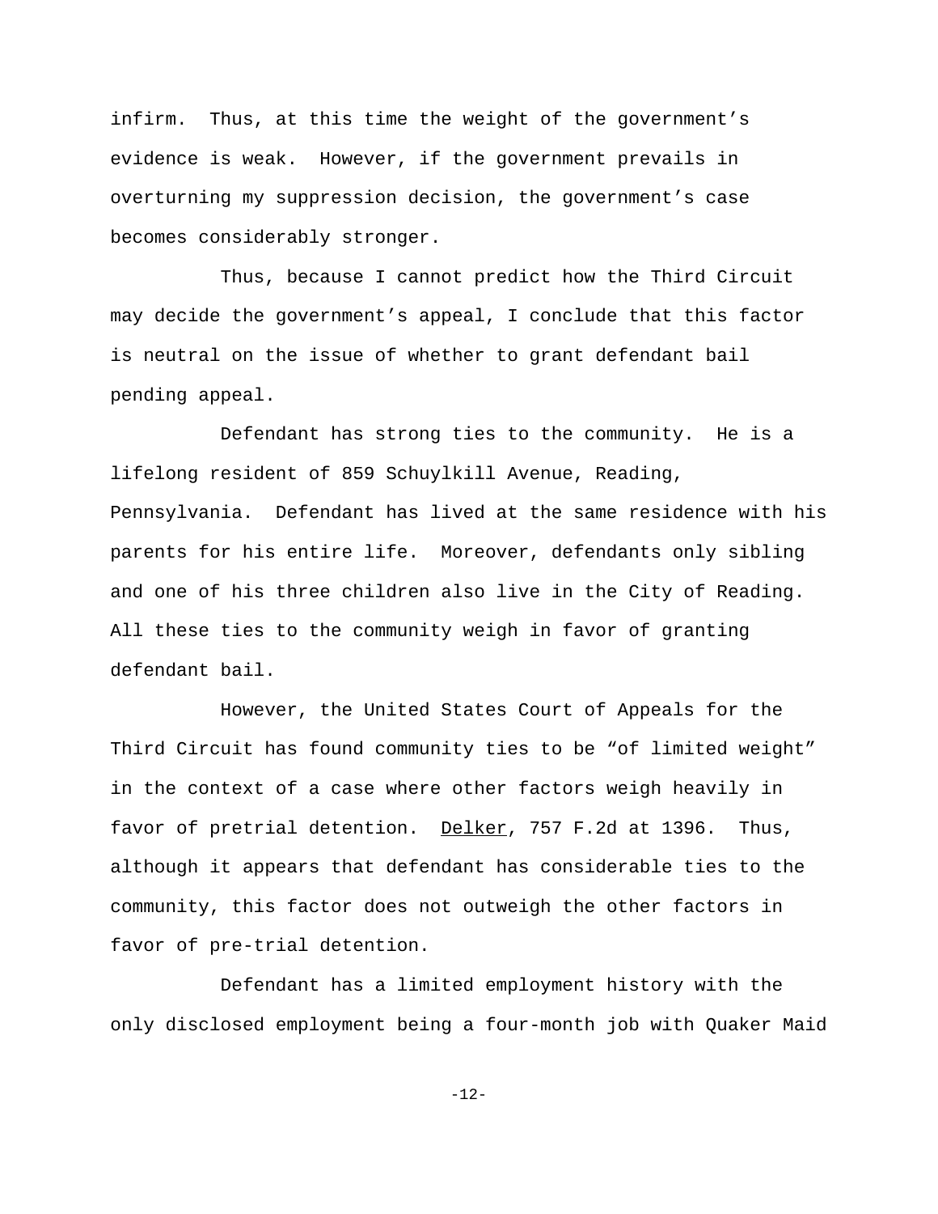infirm. Thus, at this time the weight of the government's evidence is weak. However, if the government prevails in overturning my suppression decision, the government's case becomes considerably stronger.

Thus, because I cannot predict how the Third Circuit may decide the government's appeal, I conclude that this factor is neutral on the issue of whether to grant defendant bail pending appeal.

Defendant has strong ties to the community. He is a lifelong resident of 859 Schuylkill Avenue, Reading, Pennsylvania. Defendant has lived at the same residence with his parents for his entire life. Moreover, defendants only sibling and one of his three children also live in the City of Reading. All these ties to the community weigh in favor of granting defendant bail.

However, the United States Court of Appeals for the Third Circuit has found community ties to be "of limited weight" in the context of a case where other factors weigh heavily in favor of pretrial detention. Delker, 757 F.2d at 1396. Thus, although it appears that defendant has considerable ties to the community, this factor does not outweigh the other factors in favor of pre-trial detention.

Defendant has a limited employment history with the only disclosed employment being a four-month job with Quaker Maid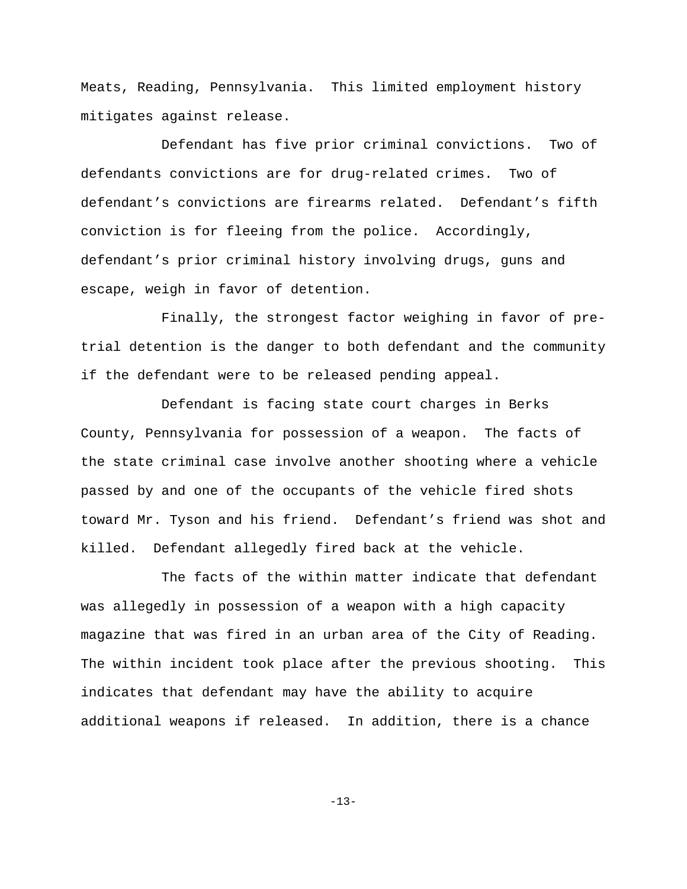Meats, Reading, Pennsylvania. This limited employment history mitigates against release.

Defendant has five prior criminal convictions. Two of defendants convictions are for drug-related crimes. Two of defendant's convictions are firearms related. Defendant's fifth conviction is for fleeing from the police. Accordingly, defendant's prior criminal history involving drugs, guns and escape, weigh in favor of detention.

Finally, the strongest factor weighing in favor of pre-trial detention is the danger to both defendant and the community if the defendant were to be released pending appeal.

Defendant is facing state court charges in Berks County, Pennsylvania for possession of a weapon. The facts of the state criminal case involve another shooting where a vehicle passed by and one of the occupants of the vehicle fired shots toward Mr. Tyson and his friend. Defendant's friend was shot and killed. Defendant allegedly fired back at the vehicle.

The facts of the within matter indicate that defendant was allegedly in possession of a weapon with a high capacity magazine that was fired in an urban area of the City of Reading. The within incident took place after the previous shooting. This indicates that defendant may have the ability to acquire additional weapons if released. In addition, there is a chance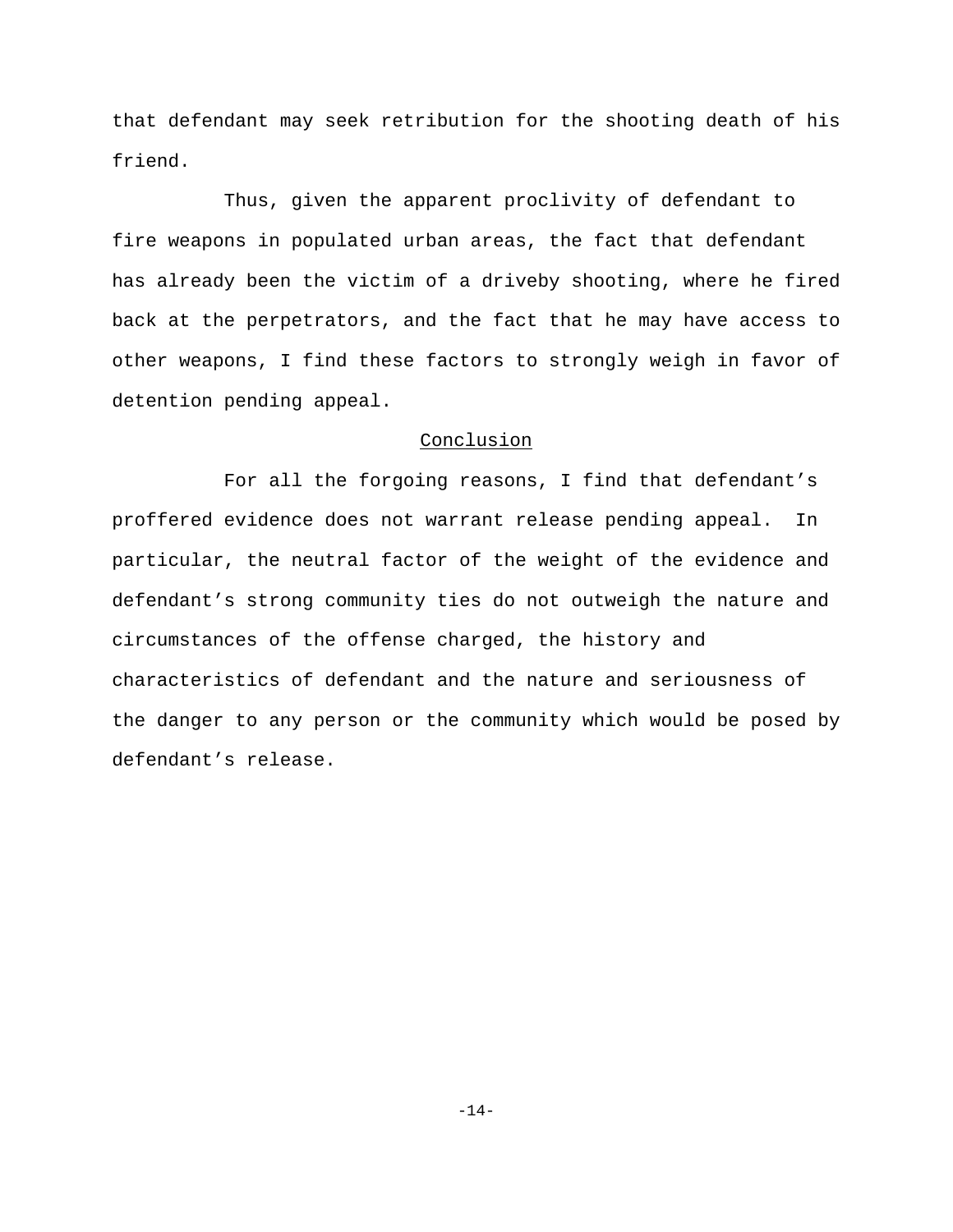that defendant may seek retribution for the shooting death of his friend.

Thus, given the apparent proclivity of defendant to fire weapons in populated urban areas, the fact that defendant has already been the victim of a driveby shooting, where he fired back at the perpetrators, and the fact that he may have access to other weapons, I find these factors to strongly weigh in favor of detention pending appeal.

## Conclusion

For all the forgoing reasons, I find that defendant's proffered evidence does not warrant release pending appeal. In particular, the neutral factor of the weight of the evidence and defendant's strong community ties do not outweigh the nature and circumstances of the offense charged, the history and characteristics of defendant and the nature and seriousness of the danger to any person or the community which would be posed by defendant's release.